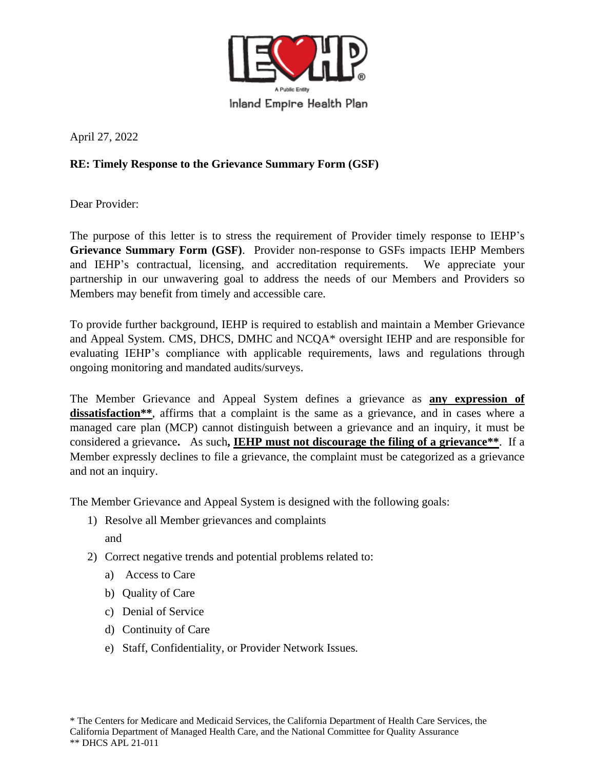IEHP

A Public Entity

Inland Empire Health Plan

April 27, 2022

**RE: Timely Response to the Grievance Summary Form (GSF)**

Dear Provider:

The purpose of this letter is to stress the requirement of Provider timely response to IEHP's **Grievance Summary Form (GSF)**. Provider non-response to GSFs impacts IEHP Members and IEHP's contractual, licensing, and accreditation requirements. We appreciate your partnership in our unwavering goal to address the needs of our Members and Providers so Members may benefit from timely and accessible care.

To provide further background, IEHP is required to establish and maintain a Member Grievance and Appeal System. CMS, DHCS, DMHC and NCQA* oversight IEHP and are responsible for evaluating IEHP's compliance with applicable requirements, laws and regulations through ongoing monitoring and mandated audits/surveys.

The Member Grievance and Appeal System defines a grievance as **any expression of dissatisfaction****, affirms that a complaint is the same as a grievance, and in cases where a managed care plan (MCP) cannot distinguish between a grievance and an inquiry, it must be considered a grievance. As such, **IEHP must not discourage the filing of a grievance****. If a Member expressly declines to file a grievance, the complaint must be categorized as a grievance and not an inquiry.

The Member Grievance and Appeal System is designed with the following goals:

1) Resolve all Member grievances and complaints

   and

2) Correct negative trends and potential problems related to:
   a) Access to Care
   b) Quality of Care
   c) Denial of Service
   d) Continuity of Care
   e) Staff, Confidentiality, or Provider Network Issues.

\* The Centers for Medicare and Medicaid Services, the California Department of Health Care Services, the California Department of Managed Health Care, and the National Committee for Quality Assurance

** DHCS APL 21-011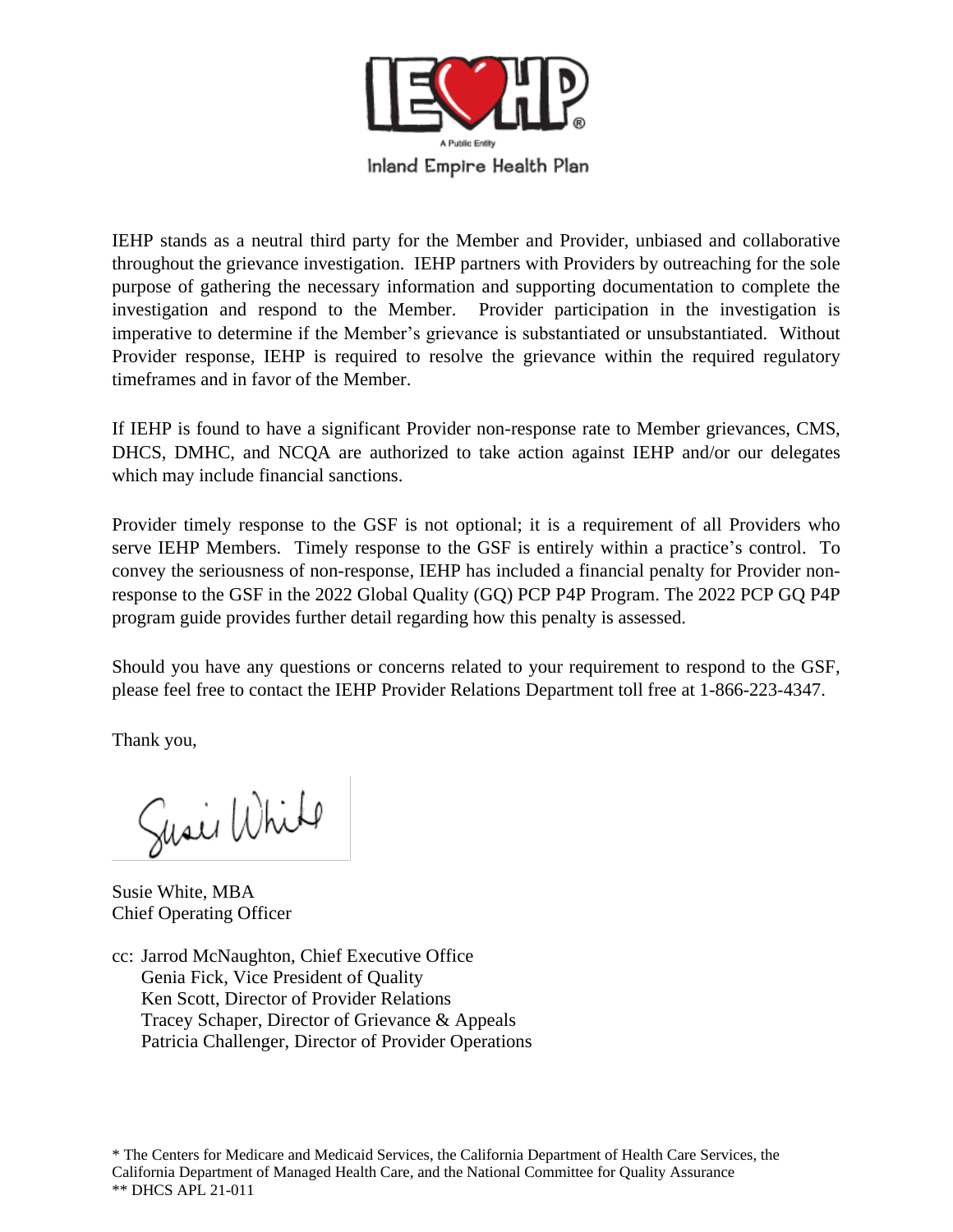IEHP

A Public Entity

Inland Empire Health Plan

IEHP stands as a neutral third party for the Member and Provider, unbiased and collaborative throughout the grievance investigation. IEHP partners with Providers by outreaching for the sole purpose of gathering the necessary information and supporting documentation to complete the investigation and respond to the Member. Provider participation in the investigation is imperative to determine if the Member's grievance is substantiated or unsubstantiated. Without Provider response, IEHP is required to resolve the grievance within the required regulatory timeframes and in favor of the Member.

If IEHP is found to have a significant Provider non-response rate to Member grievances, CMS, DHCS, DMHC, and NCQA are authorized to take action against IEHP and/or our delegates which may include financial sanctions.

Provider timely response to the GSF is not optional; it is a requirement of all Providers who serve IEHP Members. Timely response to the GSF is entirely within a practice's control. To convey the seriousness of non-response, IEHP has included a financial penalty for Provider non-response to the GSF in the 2022 Global Quality (GQ) PCP P4P Program. The 2022 PCP GQ P4P program guide provides further detail regarding how this penalty is assessed.

Should you have any questions or concerns related to your requirement to respond to the GSF, please feel free to contact the IEHP Provider Relations Department toll free at 1-866-223-4347.

Thank you,

Susie White

Susie White, MBA
Chief Operating Officer

cc: Jarrod McNaughton, Chief Executive Office
Genia Fick, Vice President of Quality
Ken Scott, Director of Provider Relations
Tracey Schaper, Director of Grievance & Appeals
Patricia Challenger, Director of Provider Operations

* The Centers for Medicare and Medicaid Services, the California Department of Health Care Services, the California Department of Managed Health Care, and the National Committee for Quality Assurance
** DHCS APL 21-011